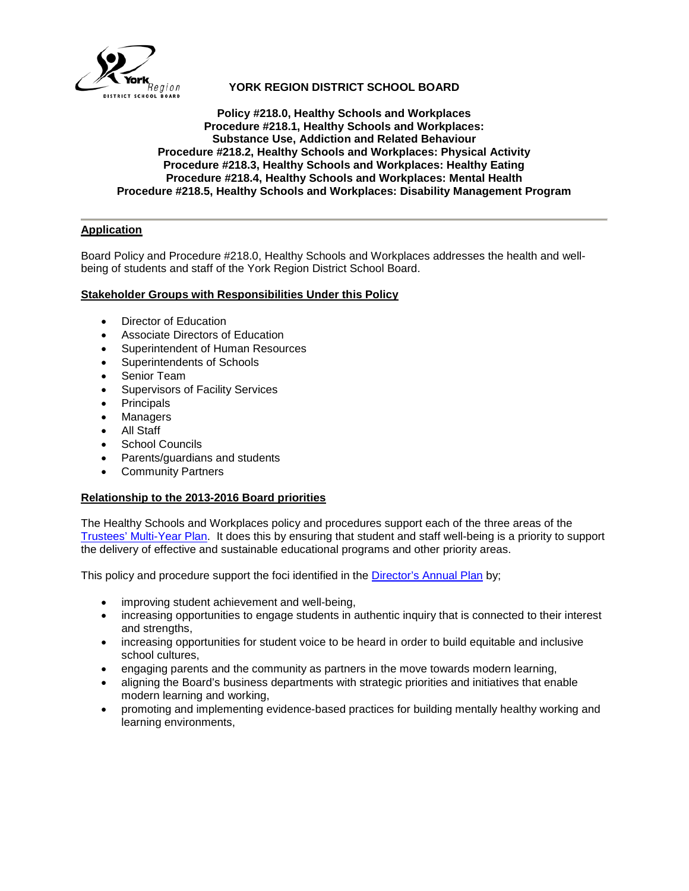# YORK REGION DISTRICT SCHOOL BOARD

**Policy #218.0, Healthy Schools and Workplaces**
**Procedure #218.1, Healthy Schools and Workplaces: Substance Use, Addiction and Related Behaviour**
**Procedure #218.2, Healthy Schools and Workplaces: Physical Activity**
**Procedure #218.3, Healthy Schools and Workplaces: Healthy Eating**
**Procedure #218.4, Healthy Schools and Workplaces: Mental Health**
**Procedure #218.5, Healthy Schools and Workplaces: Disability Management Program**

---

## Application

Board Policy and Procedure #218.0, Healthy Schools and Workplaces addresses the health and well-being of students and staff of the York Region District School Board.

## Stakeholder Groups with Responsibilities Under this Policy

- Director of Education
- Associate Directors of Education
- Superintendent of Human Resources
- Superintendents of Schools
- Senior Team
- Supervisors of Facility Services
- Principals
- Managers
- All Staff
- School Councils
- Parents/guardians and students
- Community Partners

## Relationship to the 2013-2016 Board priorities

The Healthy Schools and Workplaces policy and procedures support each of the three areas of the Trustees' Multi-Year Plan. It does this by ensuring that student and staff well-being is a priority to support the delivery of effective and sustainable educational programs and other priority areas.

This policy and procedure support the foci identified in the Director's Annual Plan by;

- improving student achievement and well-being,
- increasing opportunities to engage students in authentic inquiry that is connected to their interest and strengths,
- increasing opportunities for student voice to be heard in order to build equitable and inclusive school cultures,
- engaging parents and the community as partners in the move towards modern learning,
- aligning the Board's business departments with strategic priorities and initiatives that enable modern learning and working,
- promoting and implementing evidence-based practices for building mentally healthy working and learning environments,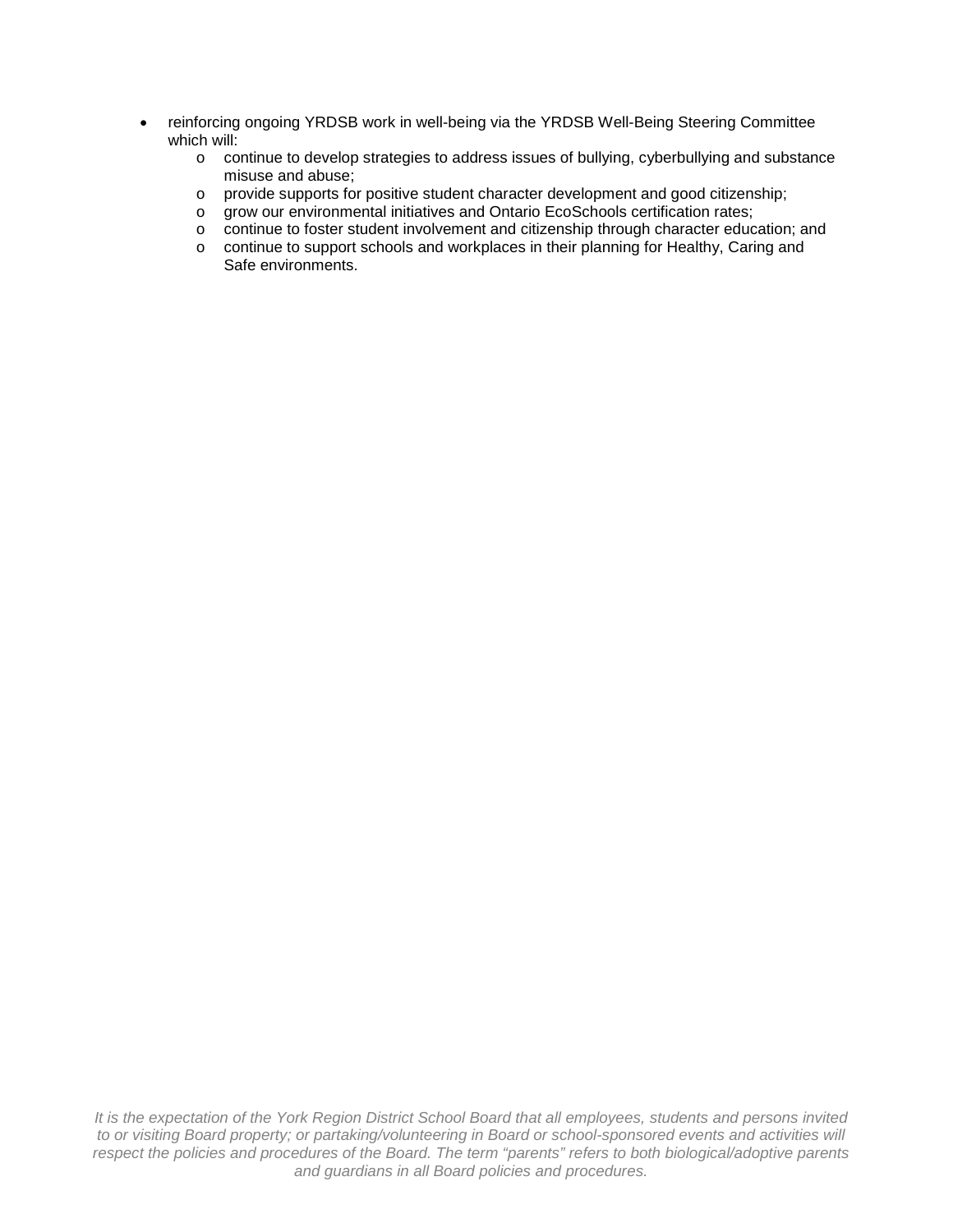- reinforcing ongoing YRDSB work in well-being via the YRDSB Well-Being Steering Committee which will:
  - continue to develop strategies to address issues of bullying, cyberbullying and substance misuse and abuse;
  - provide supports for positive student character development and good citizenship;
  - grow our environmental initiatives and Ontario EcoSchools certification rates;
  - continue to foster student involvement and citizenship through character education; and
  - continue to support schools and workplaces in their planning for Healthy, Caring and Safe environments.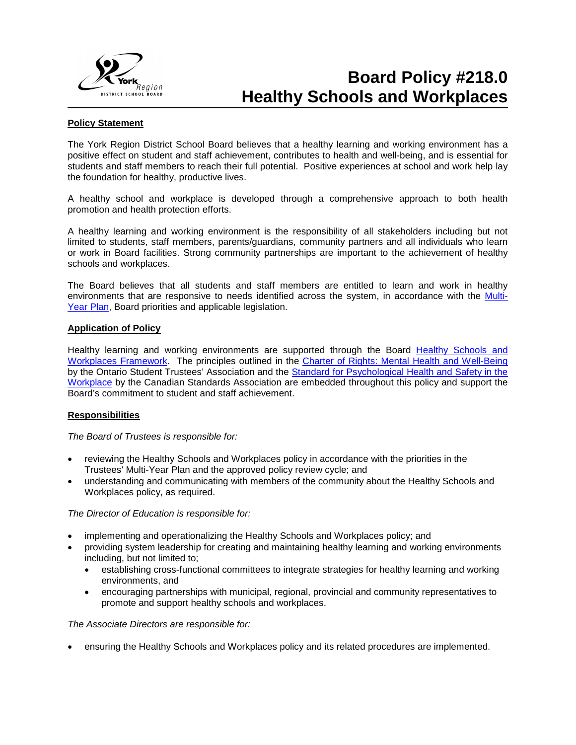# Board Policy #218.0 Healthy Schools and Workplaces

**Policy Statement**

The York Region District School Board believes that a healthy learning and working environment has a positive effect on student and staff achievement, contributes to health and well-being, and is essential for students and staff members to reach their full potential. Positive experiences at school and work help lay the foundation for healthy, productive lives.

A healthy school and workplace is developed through a comprehensive approach to both health promotion and health protection efforts.

A healthy learning and working environment is the responsibility of all stakeholders including but not limited to students, staff members, parents/guardians, community partners and all individuals who learn or work in Board facilities. Strong community partnerships are important to the achievement of healthy schools and workplaces.

The Board believes that all students and staff members are entitled to learn and work in healthy environments that are responsive to needs identified across the system, in accordance with the Multi-Year Plan, Board priorities and applicable legislation.

**Application of Policy**

Healthy learning and working environments are supported through the Board Healthy Schools and Workplaces Framework. The principles outlined in the Charter of Rights: Mental Health and Well-Being by the Ontario Student Trustees' Association and the Standard for Psychological Health and Safety in the Workplace by the Canadian Standards Association are embedded throughout this policy and support the Board's commitment to student and staff achievement.

**Responsibilities**

*The Board of Trustees is responsible for:*

- reviewing the Healthy Schools and Workplaces policy in accordance with the priorities in the Trustees' Multi-Year Plan and the approved policy review cycle; and
- understanding and communicating with members of the community about the Healthy Schools and Workplaces policy, as required.

*The Director of Education is responsible for:*

- implementing and operationalizing the Healthy Schools and Workplaces policy; and
- providing system leadership for creating and maintaining healthy learning and working environments including, but not limited to;
  - establishing cross-functional committees to integrate strategies for healthy learning and working environments, and
  - encouraging partnerships with municipal, regional, provincial and community representatives to promote and support healthy schools and workplaces.

*The Associate Directors are responsible for:*

- ensuring the Healthy Schools and Workplaces policy and its related procedures are implemented.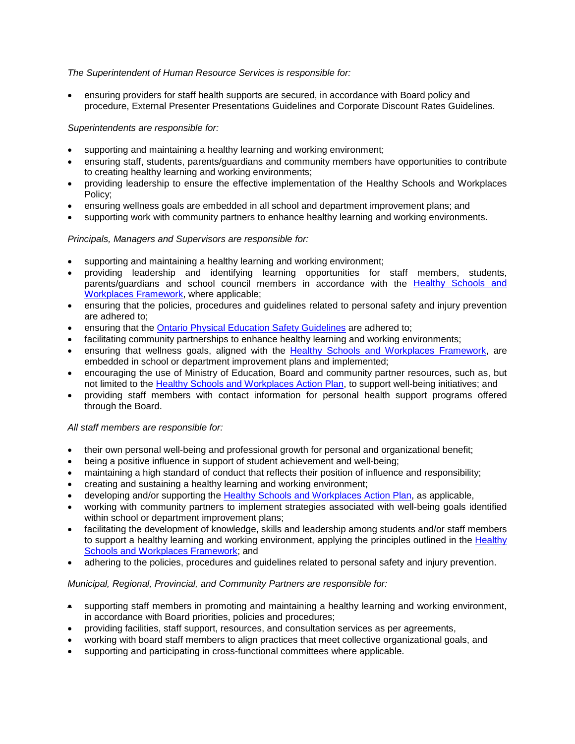*The Superintendent of Human Resource Services is responsible for:*

- ensuring providers for staff health supports are secured, in accordance with Board policy and procedure, External Presenter Presentations Guidelines and Corporate Discount Rates Guidelines.

*Superintendents are responsible for:*

- supporting and maintaining a healthy learning and working environment;
- ensuring staff, students, parents/guardians and community members have opportunities to contribute to creating healthy learning and working environments;
- providing leadership to ensure the effective implementation of the Healthy Schools and Workplaces Policy;
- ensuring wellness goals are embedded in all school and department improvement plans; and
- supporting work with community partners to enhance healthy learning and working environments.

*Principals, Managers and Supervisors are responsible for:*

- supporting and maintaining a healthy learning and working environment;
- providing leadership and identifying learning opportunities for staff members, students, parents/guardians and school council members in accordance with the Healthy Schools and Workplaces Framework, where applicable;
- ensuring that the policies, procedures and guidelines related to personal safety and injury prevention are adhered to;
- ensuring that the Ontario Physical Education Safety Guidelines are adhered to;
- facilitating community partnerships to enhance healthy learning and working environments;
- ensuring that wellness goals, aligned with the Healthy Schools and Workplaces Framework, are embedded in school or department improvement plans and implemented;
- encouraging the use of Ministry of Education, Board and community partner resources, such as, but not limited to the Healthy Schools and Workplaces Action Plan, to support well-being initiatives; and
- providing staff members with contact information for personal health support programs offered through the Board.

*All staff members are responsible for:*

- their own personal well-being and professional growth for personal and organizational benefit;
- being a positive influence in support of student achievement and well-being;
- maintaining a high standard of conduct that reflects their position of influence and responsibility;
- creating and sustaining a healthy learning and working environment;
- developing and/or supporting the Healthy Schools and Workplaces Action Plan, as applicable,
- working with community partners to implement strategies associated with well-being goals identified within school or department improvement plans;
- facilitating the development of knowledge, skills and leadership among students and/or staff members to support a healthy learning and working environment, applying the principles outlined in the Healthy Schools and Workplaces Framework; and
- adhering to the policies, procedures and guidelines related to personal safety and injury prevention.

*Municipal, Regional, Provincial, and Community Partners are responsible for:*

- supporting staff members in promoting and maintaining a healthy learning and working environment, in accordance with Board priorities, policies and procedures;
- providing facilities, staff support, resources, and consultation services as per agreements,
- working with board staff members to align practices that meet collective organizational goals, and
- supporting and participating in cross-functional committees where applicable.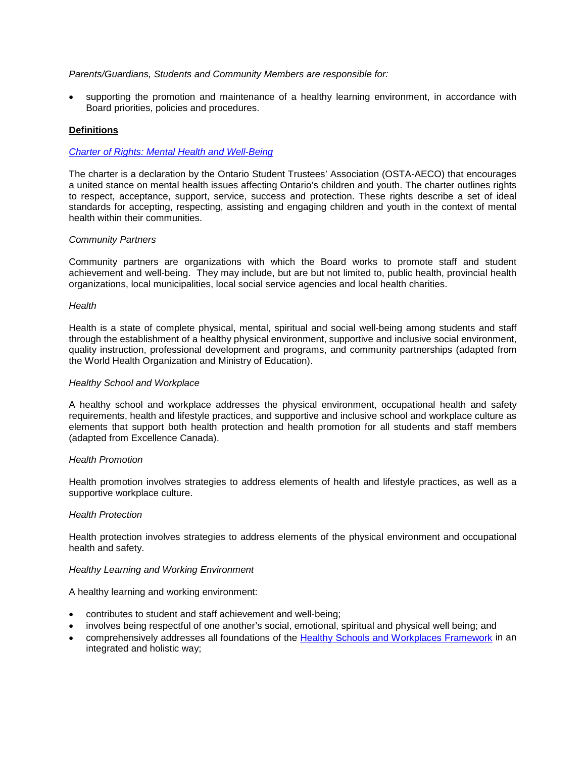*Parents/Guardians, Students and Community Members are responsible for:*

- supporting the promotion and maintenance of a healthy learning environment, in accordance with Board priorities, policies and procedures.

**Definitions**

*Charter of Rights: Mental Health and Well-Being*

The charter is a declaration by the Ontario Student Trustees' Association (OSTA-AECO) that encourages a united stance on mental health issues affecting Ontario's children and youth. The charter outlines rights to respect, acceptance, support, service, success and protection. These rights describe a set of ideal standards for accepting, respecting, assisting and engaging children and youth in the context of mental health within their communities.

*Community Partners*

Community partners are organizations with which the Board works to promote staff and student achievement and well-being. They may include, but are but not limited to, public health, provincial health organizations, local municipalities, local social service agencies and local health charities.

*Health*

Health is a state of complete physical, mental, spiritual and social well-being among students and staff through the establishment of a healthy physical environment, supportive and inclusive social environment, quality instruction, professional development and programs, and community partnerships (adapted from the World Health Organization and Ministry of Education).

*Healthy School and Workplace*

A healthy school and workplace addresses the physical environment, occupational health and safety requirements, health and lifestyle practices, and supportive and inclusive school and workplace culture as elements that support both health protection and health promotion for all students and staff members (adapted from Excellence Canada).

*Health Promotion*

Health promotion involves strategies to address elements of health and lifestyle practices, as well as a supportive workplace culture.

*Health Protection*

Health protection involves strategies to address elements of the physical environment and occupational health and safety.

*Healthy Learning and Working Environment*

A healthy learning and working environment:

- contributes to student and staff achievement and well-being;
- involves being respectful of one another's social, emotional, spiritual and physical well being; and
- comprehensively addresses all foundations of the Healthy Schools and Workplaces Framework in an integrated and holistic way;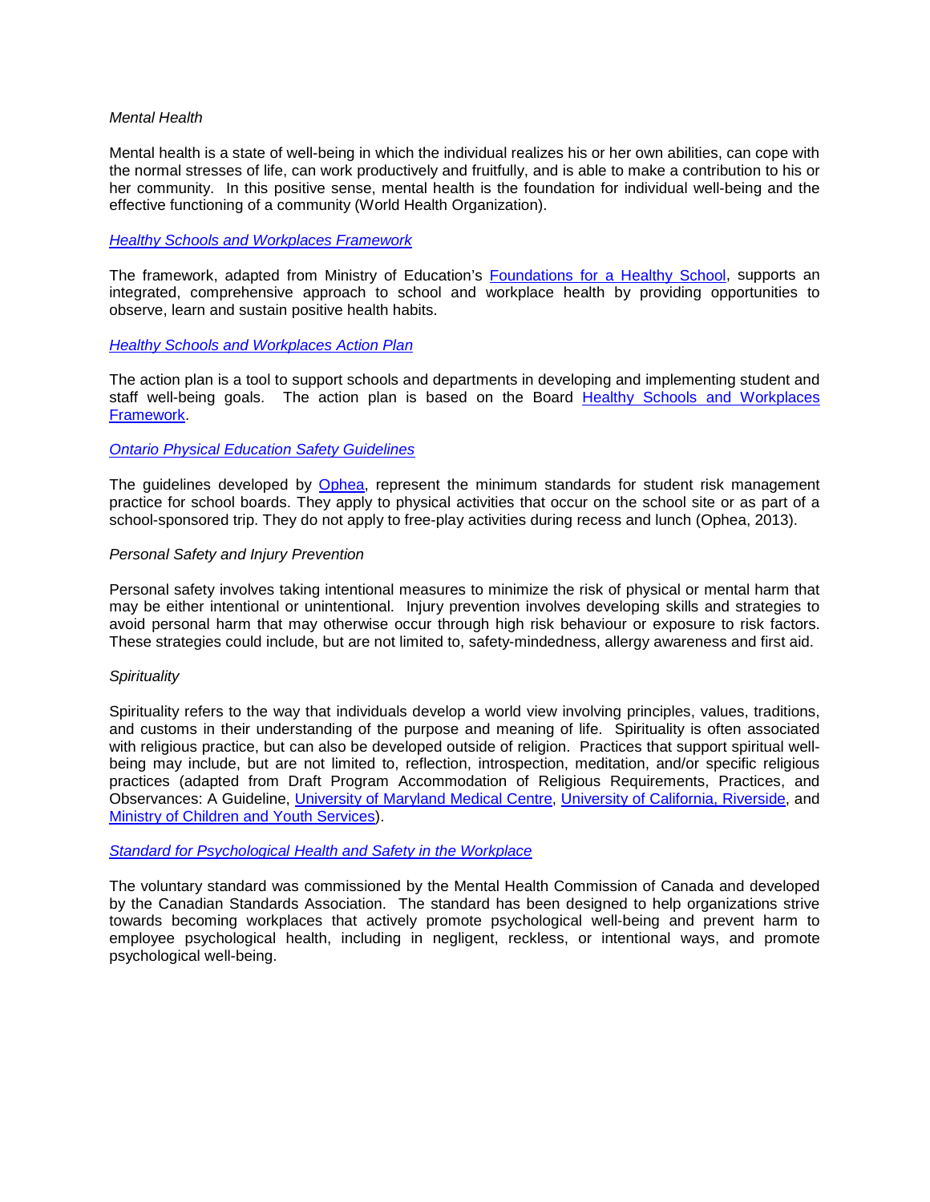*Mental Health*

Mental health is a state of well-being in which the individual realizes his or her own abilities, can cope with the normal stresses of life, can work productively and fruitfully, and is able to make a contribution to his or her community. In this positive sense, mental health is the foundation for individual well-being and the effective functioning of a community (World Health Organization).

*Healthy Schools and Workplaces Framework*

The framework, adapted from Ministry of Education's Foundations for a Healthy School, supports an integrated, comprehensive approach to school and workplace health by providing opportunities to observe, learn and sustain positive health habits.

*Healthy Schools and Workplaces Action Plan*

The action plan is a tool to support schools and departments in developing and implementing student and staff well-being goals. The action plan is based on the Board Healthy Schools and Workplaces Framework.

*Ontario Physical Education Safety Guidelines*

The guidelines developed by Ophea, represent the minimum standards for student risk management practice for school boards. They apply to physical activities that occur on the school site or as part of a school-sponsored trip. They do not apply to free-play activities during recess and lunch (Ophea, 2013).

*Personal Safety and Injury Prevention*

Personal safety involves taking intentional measures to minimize the risk of physical or mental harm that may be either intentional or unintentional. Injury prevention involves developing skills and strategies to avoid personal harm that may otherwise occur through high risk behaviour or exposure to risk factors. These strategies could include, but are not limited to, safety-mindedness, allergy awareness and first aid.

*Spirituality*

Spirituality refers to the way that individuals develop a world view involving principles, values, traditions, and customs in their understanding of the purpose and meaning of life. Spirituality is often associated with religious practice, but can also be developed outside of religion. Practices that support spiritual well-being may include, but are not limited to, reflection, introspection, meditation, and/or specific religious practices (adapted from Draft Program Accommodation of Religious Requirements, Practices, and Observances: A Guideline, University of Maryland Medical Centre, University of California, Riverside, and Ministry of Children and Youth Services).

*Standard for Psychological Health and Safety in the Workplace*

The voluntary standard was commissioned by the Mental Health Commission of Canada and developed by the Canadian Standards Association. The standard has been designed to help organizations strive towards becoming workplaces that actively promote psychological well-being and prevent harm to employee psychological health, including in negligent, reckless, or intentional ways, and promote psychological well-being.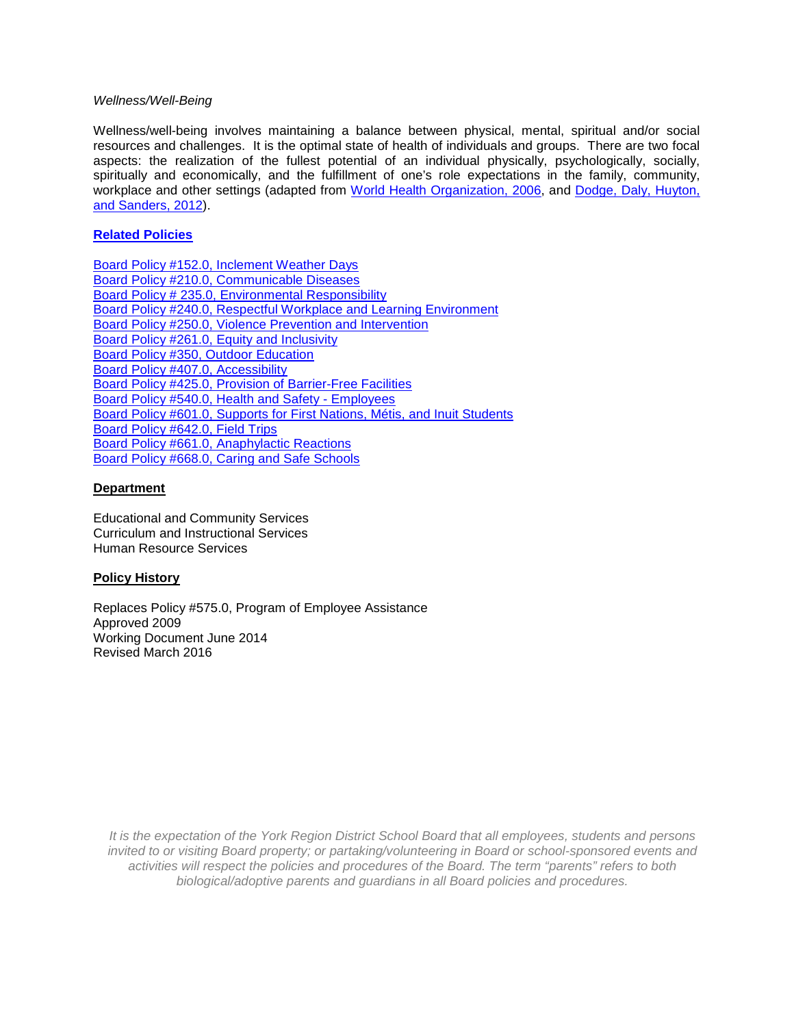*Wellness/Well-Being*

Wellness/well-being involves maintaining a balance between physical, mental, spiritual and/or social resources and challenges. It is the optimal state of health of individuals and groups. There are two focal aspects: the realization of the fullest potential of an individual physically, psychologically, socially, spiritually and economically, and the fulfillment of one's role expectations in the family, community, workplace and other settings (adapted from World Health Organization, 2006, and Dodge, Daly, Huyton, and Sanders, 2012).

## Related Policies

Board Policy #152.0, Inclement Weather Days
Board Policy #210.0, Communicable Diseases
Board Policy # 235.0, Environmental Responsibility
Board Policy #240.0, Respectful Workplace and Learning Environment
Board Policy #250.0, Violence Prevention and Intervention
Board Policy #261.0, Equity and Inclusivity
Board Policy #350, Outdoor Education
Board Policy #407.0, Accessibility
Board Policy #425.0, Provision of Barrier-Free Facilities
Board Policy #540.0, Health and Safety - Employees
Board Policy #601.0, Supports for First Nations, Métis, and Inuit Students
Board Policy #642.0, Field Trips
Board Policy #661.0, Anaphylactic Reactions
Board Policy #668.0, Caring and Safe Schools

## Department

Educational and Community Services
Curriculum and Instructional Services
Human Resource Services

## Policy History

Replaces Policy #575.0, Program of Employee Assistance
Approved 2009
Working Document June 2014
Revised March 2016

*It is the expectation of the York Region District School Board that all employees, students and persons invited to or visiting Board property; or partaking/volunteering in Board or school-sponsored events and activities will respect the policies and procedures of the Board. The term "parents" refers to both biological/adoptive parents and guardians in all Board policies and procedures.*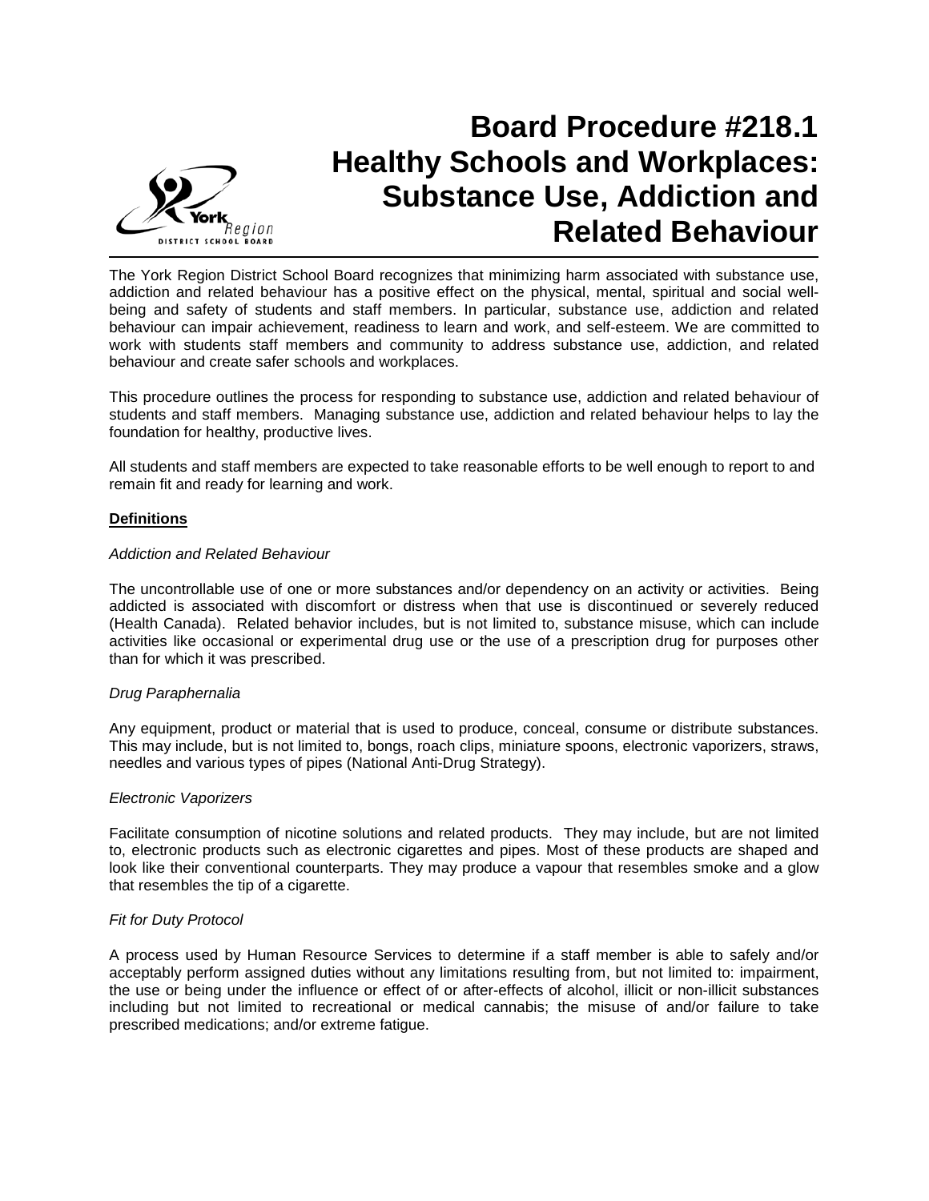# Board Procedure #218.1 Healthy Schools and Workplaces: Substance Use, Addiction and Related Behaviour

The York Region District School Board recognizes that minimizing harm associated with substance use, addiction and related behaviour has a positive effect on the physical, mental, spiritual and social well-being and safety of students and staff members. In particular, substance use, addiction and related behaviour can impair achievement, readiness to learn and work, and self-esteem. We are committed to work with students staff members and community to address substance use, addiction, and related behaviour and create safer schools and workplaces.

This procedure outlines the process for responding to substance use, addiction and related behaviour of students and staff members. Managing substance use, addiction and related behaviour helps to lay the foundation for healthy, productive lives.

All students and staff members are expected to take reasonable efforts to be well enough to report to and remain fit and ready for learning and work.

**Definitions**

*Addiction and Related Behaviour*

The uncontrollable use of one or more substances and/or dependency on an activity or activities. Being addicted is associated with discomfort or distress when that use is discontinued or severely reduced (Health Canada). Related behavior includes, but is not limited to, substance misuse, which can include activities like occasional or experimental drug use or the use of a prescription drug for purposes other than for which it was prescribed.

*Drug Paraphernalia*

Any equipment, product or material that is used to produce, conceal, consume or distribute substances. This may include, but is not limited to, bongs, roach clips, miniature spoons, electronic vaporizers, straws, needles and various types of pipes (National Anti-Drug Strategy).

*Electronic Vaporizers*

Facilitate consumption of nicotine solutions and related products. They may include, but are not limited to, electronic products such as electronic cigarettes and pipes. Most of these products are shaped and look like their conventional counterparts. They may produce a vapour that resembles smoke and a glow that resembles the tip of a cigarette.

*Fit for Duty Protocol*

A process used by Human Resource Services to determine if a staff member is able to safely and/or acceptably perform assigned duties without any limitations resulting from, but not limited to: impairment, the use or being under the influence or effect of or after-effects of alcohol, illicit or non-illicit substances including but not limited to recreational or medical cannabis; the misuse of and/or failure to take prescribed medications; and/or extreme fatigue.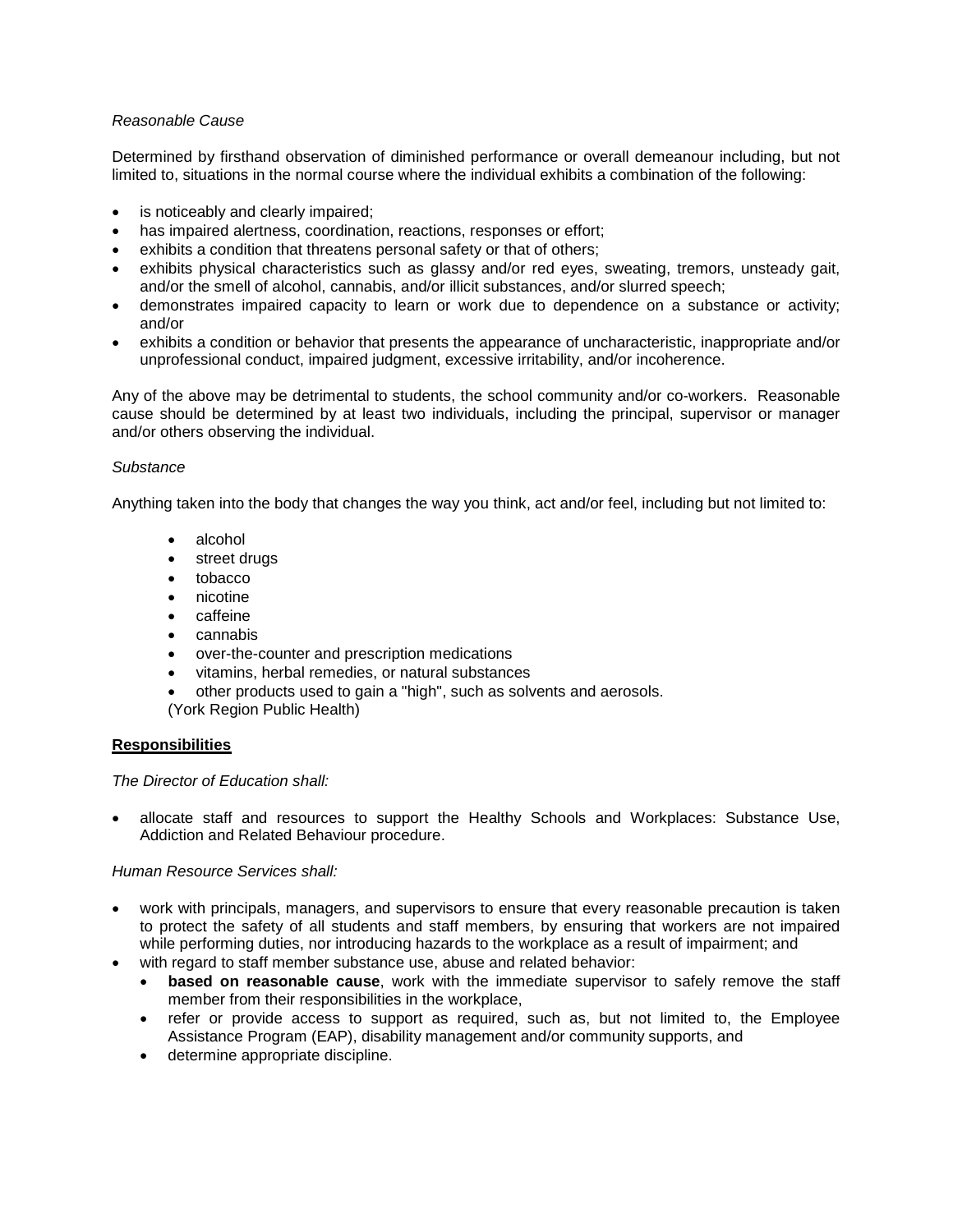*Reasonable Cause*

Determined by firsthand observation of diminished performance or overall demeanour including, but not limited to, situations in the normal course where the individual exhibits a combination of the following:

- is noticeably and clearly impaired;
- has impaired alertness, coordination, reactions, responses or effort;
- exhibits a condition that threatens personal safety or that of others;
- exhibits physical characteristics such as glassy and/or red eyes, sweating, tremors, unsteady gait, and/or the smell of alcohol, cannabis, and/or illicit substances, and/or slurred speech;
- demonstrates impaired capacity to learn or work due to dependence on a substance or activity; and/or
- exhibits a condition or behavior that presents the appearance of uncharacteristic, inappropriate and/or unprofessional conduct, impaired judgment, excessive irritability, and/or incoherence.

Any of the above may be detrimental to students, the school community and/or co-workers. Reasonable cause should be determined by at least two individuals, including the principal, supervisor or manager and/or others observing the individual.

*Substance*

Anything taken into the body that changes the way you think, act and/or feel, including but not limited to:

- alcohol
- street drugs
- tobacco
- nicotine
- caffeine
- cannabis
- over-the-counter and prescription medications
- vitamins, herbal remedies, or natural substances
- other products used to gain a "high", such as solvents and aerosols.

(York Region Public Health)

## Responsibilities

*The Director of Education shall:*

- allocate staff and resources to support the Healthy Schools and Workplaces: Substance Use, Addiction and Related Behaviour procedure.

*Human Resource Services shall:*

- work with principals, managers, and supervisors to ensure that every reasonable precaution is taken to protect the safety of all students and staff members, by ensuring that workers are not impaired while performing duties, nor introducing hazards to the workplace as a result of impairment; and
- with regard to staff member substance use, abuse and related behavior:
  - **based on reasonable cause**, work with the immediate supervisor to safely remove the staff member from their responsibilities in the workplace,
  - refer or provide access to support as required, such as, but not limited to, the Employee Assistance Program (EAP), disability management and/or community supports, and
  - determine appropriate discipline.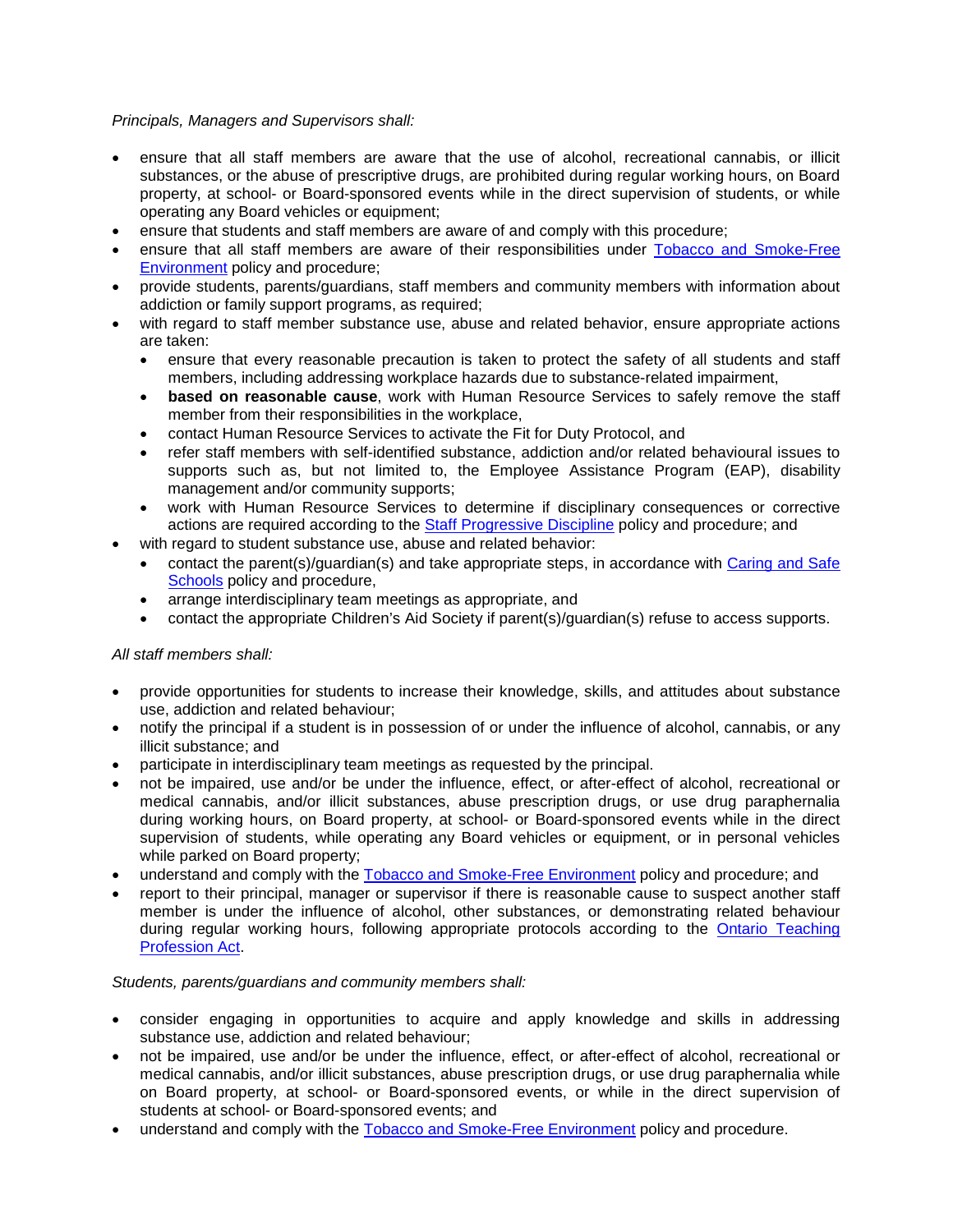*Principals, Managers and Supervisors shall:*

- ensure that all staff members are aware that the use of alcohol, recreational cannabis, or illicit substances, or the abuse of prescriptive drugs, are prohibited during regular working hours, on Board property, at school- or Board-sponsored events while in the direct supervision of students, or while operating any Board vehicles or equipment;
- ensure that students and staff members are aware of and comply with this procedure;
- ensure that all staff members are aware of their responsibilities under Tobacco and Smoke-Free Environment policy and procedure;
- provide students, parents/guardians, staff members and community members with information about addiction or family support programs, as required;
- with regard to staff member substance use, abuse and related behavior, ensure appropriate actions are taken:
  - ensure that every reasonable precaution is taken to protect the safety of all students and staff members, including addressing workplace hazards due to substance-related impairment,
  - **based on reasonable cause**, work with Human Resource Services to safely remove the staff member from their responsibilities in the workplace,
  - contact Human Resource Services to activate the Fit for Duty Protocol, and
  - refer staff members with self-identified substance, addiction and/or related behavioural issues to supports such as, but not limited to, the Employee Assistance Program (EAP), disability management and/or community supports;
  - work with Human Resource Services to determine if disciplinary consequences or corrective actions are required according to the Staff Progressive Discipline policy and procedure; and
- with regard to student substance use, abuse and related behavior:
  - contact the parent(s)/guardian(s) and take appropriate steps, in accordance with Caring and Safe Schools policy and procedure,
  - arrange interdisciplinary team meetings as appropriate, and
  - contact the appropriate Children's Aid Society if parent(s)/guardian(s) refuse to access supports.

*All staff members shall:*

- provide opportunities for students to increase their knowledge, skills, and attitudes about substance use, addiction and related behaviour;
- notify the principal if a student is in possession of or under the influence of alcohol, cannabis, or any illicit substance; and
- participate in interdisciplinary team meetings as requested by the principal.
- not be impaired, use and/or be under the influence, effect, or after-effect of alcohol, recreational or medical cannabis, and/or illicit substances, abuse prescription drugs, or use drug paraphernalia during working hours, on Board property, at school- or Board-sponsored events while in the direct supervision of students, while operating any Board vehicles or equipment, or in personal vehicles while parked on Board property;
- understand and comply with the Tobacco and Smoke-Free Environment policy and procedure; and
- report to their principal, manager or supervisor if there is reasonable cause to suspect another staff member is under the influence of alcohol, other substances, or demonstrating related behaviour during regular working hours, following appropriate protocols according to the Ontario Teaching Profession Act.

*Students, parents/guardians and community members shall:*

- consider engaging in opportunities to acquire and apply knowledge and skills in addressing substance use, addiction and related behaviour;
- not be impaired, use and/or be under the influence, effect, or after-effect of alcohol, recreational or medical cannabis, and/or illicit substances, abuse prescription drugs, or use drug paraphernalia while on Board property, at school- or Board-sponsored events, or while in the direct supervision of students at school- or Board-sponsored events; and
- understand and comply with the Tobacco and Smoke-Free Environment policy and procedure.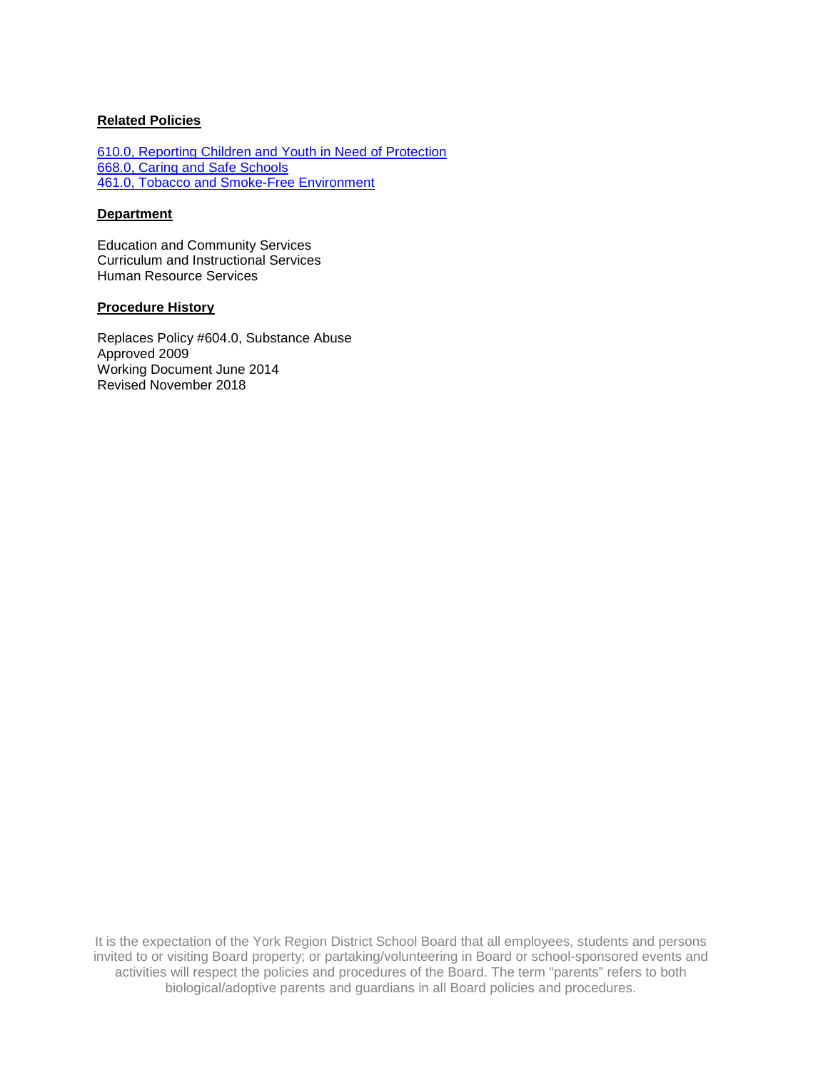**Related Policies**

[610.0, Reporting Children and Youth in Need of Protection](#)
[668.0, Caring and Safe Schools](#)
[461.0, Tobacco and Smoke-Free Environment](#)

**Department**

Education and Community Services
Curriculum and Instructional Services
Human Resource Services

**Procedure History**

Replaces Policy #604.0, Substance Abuse
Approved 2009
Working Document June 2014
Revised November 2018

It is the expectation of the York Region District School Board that all employees, students and persons invited to or visiting Board property; or partaking/volunteering in Board or school-sponsored events and activities will respect the policies and procedures of the Board. The term "parents" refers to both biological/adoptive parents and guardians in all Board policies and procedures.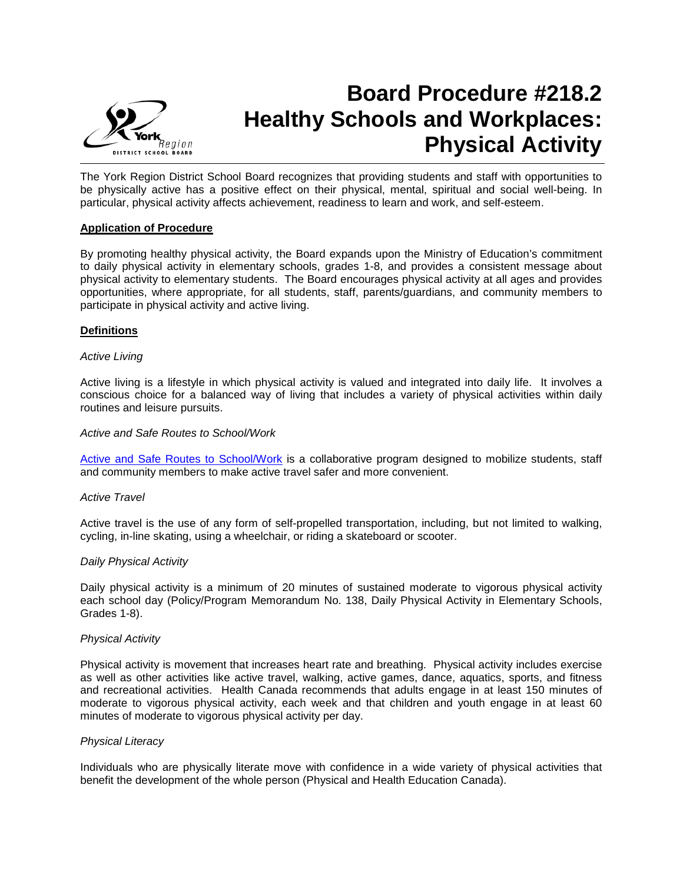# Board Procedure #218.2 Healthy Schools and Workplaces: Physical Activity

The York Region District School Board recognizes that providing students and staff with opportunities to be physically active has a positive effect on their physical, mental, spiritual and social well-being. In particular, physical activity affects achievement, readiness to learn and work, and self-esteem.

**Application of Procedure**

By promoting healthy physical activity, the Board expands upon the Ministry of Education's commitment to daily physical activity in elementary schools, grades 1-8, and provides a consistent message about physical activity to elementary students. The Board encourages physical activity at all ages and provides opportunities, where appropriate, for all students, staff, parents/guardians, and community members to participate in physical activity and active living.

**Definitions**

*Active Living*

Active living is a lifestyle in which physical activity is valued and integrated into daily life. It involves a conscious choice for a balanced way of living that includes a variety of physical activities within daily routines and leisure pursuits.

*Active and Safe Routes to School/Work*

Active and Safe Routes to School/Work is a collaborative program designed to mobilize students, staff and community members to make active travel safer and more convenient.

*Active Travel*

Active travel is the use of any form of self-propelled transportation, including, but not limited to, walking, cycling, in-line skating, using a wheelchair, or riding a skateboard or scooter.

*Daily Physical Activity*

Daily physical activity is a minimum of 20 minutes of sustained moderate to vigorous physical activity each school day (Policy/Program Memorandum No. 138, Daily Physical Activity in Elementary Schools, Grades 1-8).

*Physical Activity*

Physical activity is movement that increases heart rate and breathing. Physical activity includes exercise as well as other activities like active travel, walking, active games, dance, aquatics, sports, and fitness and recreational activities. Health Canada recommends that adults engage in at least 150 minutes of moderate to vigorous physical activity, each week and that children and youth engage in at least 60 minutes of moderate to vigorous physical activity per day.

*Physical Literacy*

Individuals who are physically literate move with confidence in a wide variety of physical activities that benefit the development of the whole person (Physical and Health Education Canada).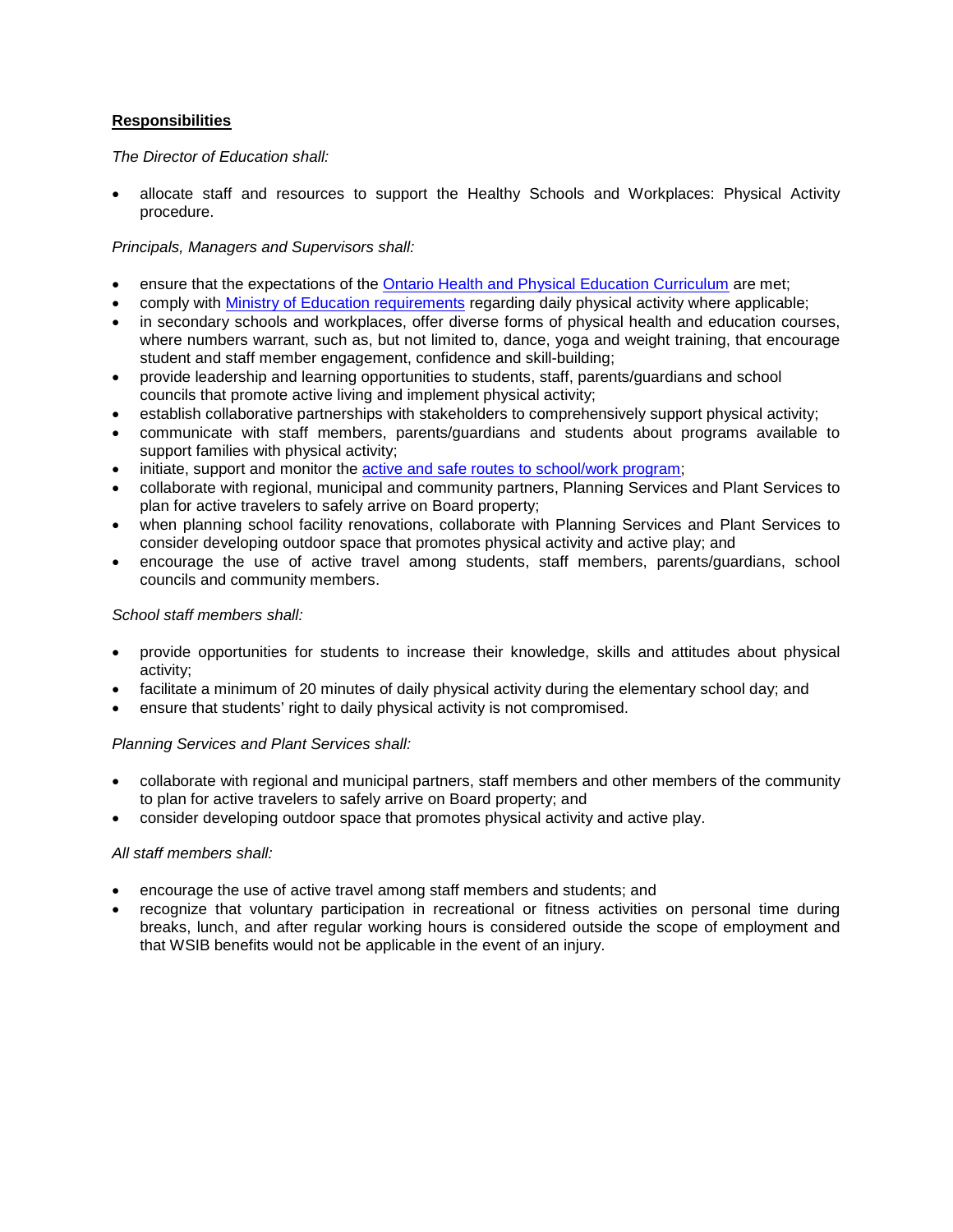**Responsibilities**

*The Director of Education shall:*

- allocate staff and resources to support the Healthy Schools and Workplaces: Physical Activity procedure.

*Principals, Managers and Supervisors shall:*

- ensure that the expectations of the Ontario Health and Physical Education Curriculum are met;
- comply with Ministry of Education requirements regarding daily physical activity where applicable;
- in secondary schools and workplaces, offer diverse forms of physical health and education courses, where numbers warrant, such as, but not limited to, dance, yoga and weight training, that encourage student and staff member engagement, confidence and skill-building;
- provide leadership and learning opportunities to students, staff, parents/guardians and school councils that promote active living and implement physical activity;
- establish collaborative partnerships with stakeholders to comprehensively support physical activity;
- communicate with staff members, parents/guardians and students about programs available to support families with physical activity;
- initiate, support and monitor the active and safe routes to school/work program;
- collaborate with regional, municipal and community partners, Planning Services and Plant Services to plan for active travelers to safely arrive on Board property;
- when planning school facility renovations, collaborate with Planning Services and Plant Services to consider developing outdoor space that promotes physical activity and active play; and
- encourage the use of active travel among students, staff members, parents/guardians, school councils and community members.

*School staff members shall:*

- provide opportunities for students to increase their knowledge, skills and attitudes about physical activity;
- facilitate a minimum of 20 minutes of daily physical activity during the elementary school day; and
- ensure that students' right to daily physical activity is not compromised.

*Planning Services and Plant Services shall:*

- collaborate with regional and municipal partners, staff members and other members of the community to plan for active travelers to safely arrive on Board property; and
- consider developing outdoor space that promotes physical activity and active play.

*All staff members shall:*

- encourage the use of active travel among staff members and students; and
- recognize that voluntary participation in recreational or fitness activities on personal time during breaks, lunch, and after regular working hours is considered outside the scope of employment and that WSIB benefits would not be applicable in the event of an injury.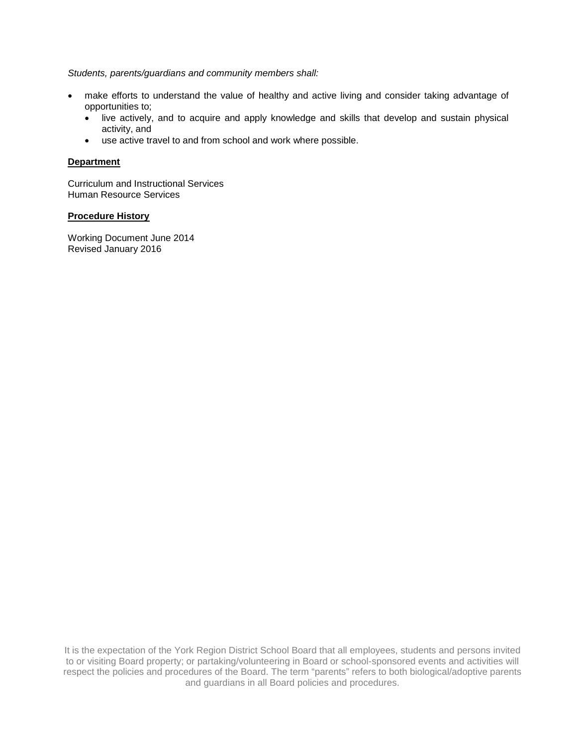*Students, parents/guardians and community members shall:*

- make efforts to understand the value of healthy and active living and consider taking advantage of opportunities to;
  - live actively, and to acquire and apply knowledge and skills that develop and sustain physical activity, and
  - use active travel to and from school and work where possible.

**Department**

Curriculum and Instructional Services
Human Resource Services

**Procedure History**

Working Document June 2014
Revised January 2016

It is the expectation of the York Region District School Board that all employees, students and persons invited to or visiting Board property; or partaking/volunteering in Board or school-sponsored events and activities will respect the policies and procedures of the Board. The term "parents" refers to both biological/adoptive parents and guardians in all Board policies and procedures.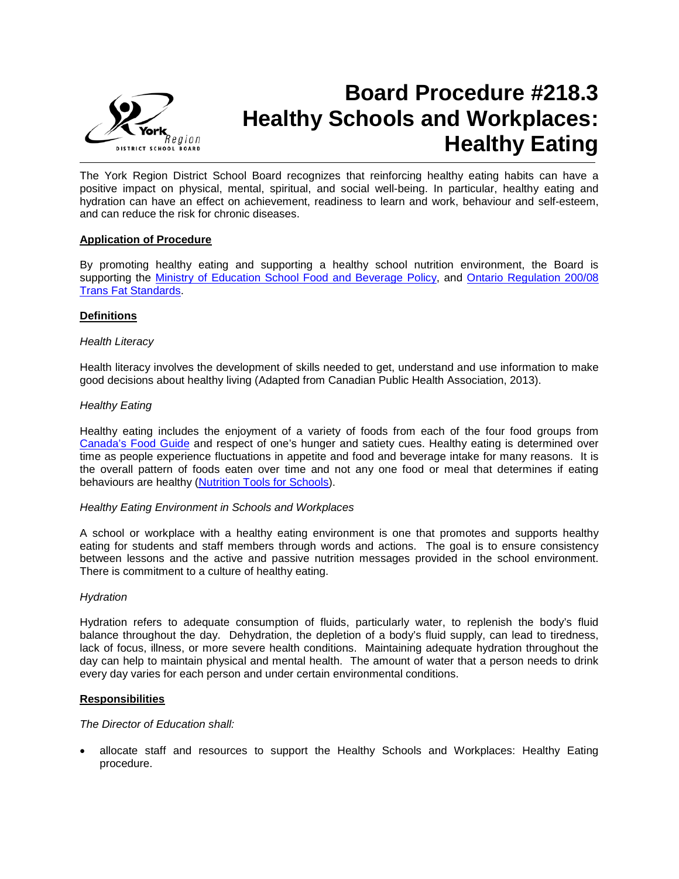# Board Procedure #218.3 Healthy Schools and Workplaces: Healthy Eating

The York Region District School Board recognizes that reinforcing healthy eating habits can have a positive impact on physical, mental, spiritual, and social well-being. In particular, healthy eating and hydration can have an effect on achievement, readiness to learn and work, behaviour and self-esteem, and can reduce the risk for chronic diseases.

## Application of Procedure

By promoting healthy eating and supporting a healthy school nutrition environment, the Board is supporting the [Ministry of Education School Food and Beverage Policy](), and [Ontario Regulation 200/08 Trans Fat Standards]().

## Definitions

*Health Literacy*

Health literacy involves the development of skills needed to get, understand and use information to make good decisions about healthy living (Adapted from Canadian Public Health Association, 2013).

*Healthy Eating*

Healthy eating includes the enjoyment of a variety of foods from each of the four food groups from [Canada's Food Guide]() and respect of one's hunger and satiety cues. Healthy eating is determined over time as people experience fluctuations in appetite and food and beverage intake for many reasons. It is the overall pattern of foods eaten over time and not any one food or meal that determines if eating behaviours are healthy ([Nutrition Tools for Schools]()).

*Healthy Eating Environment in Schools and Workplaces*

A school or workplace with a healthy eating environment is one that promotes and supports healthy eating for students and staff members through words and actions. The goal is to ensure consistency between lessons and the active and passive nutrition messages provided in the school environment. There is commitment to a culture of healthy eating.

*Hydration*

Hydration refers to adequate consumption of fluids, particularly water, to replenish the body's fluid balance throughout the day. Dehydration, the depletion of a body's fluid supply, can lead to tiredness, lack of focus, illness, or more severe health conditions. Maintaining adequate hydration throughout the day can help to maintain physical and mental health. The amount of water that a person needs to drink every day varies for each person and under certain environmental conditions.

## Responsibilities

*The Director of Education shall:*

- allocate staff and resources to support the Healthy Schools and Workplaces: Healthy Eating procedure.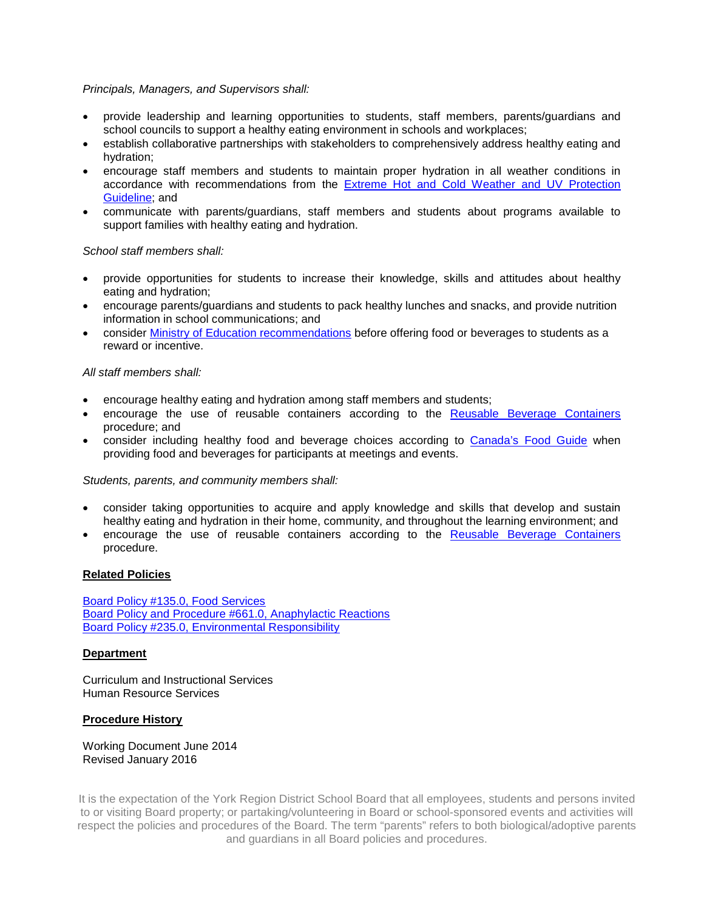*Principals, Managers, and Supervisors shall:*

- provide leadership and learning opportunities to students, staff members, parents/guardians and school councils to support a healthy eating environment in schools and workplaces;
- establish collaborative partnerships with stakeholders to comprehensively address healthy eating and hydration;
- encourage staff members and students to maintain proper hydration in all weather conditions in accordance with recommendations from the Extreme Hot and Cold Weather and UV Protection Guideline; and
- communicate with parents/guardians, staff members and students about programs available to support families with healthy eating and hydration.

*School staff members shall:*

- provide opportunities for students to increase their knowledge, skills and attitudes about healthy eating and hydration;
- encourage parents/guardians and students to pack healthy lunches and snacks, and provide nutrition information in school communications; and
- consider Ministry of Education recommendations before offering food or beverages to students as a reward or incentive.

*All staff members shall:*

- encourage healthy eating and hydration among staff members and students;
- encourage the use of reusable containers according to the Reusable Beverage Containers procedure; and
- consider including healthy food and beverage choices according to Canada's Food Guide when providing food and beverages for participants at meetings and events.

*Students, parents, and community members shall:*

- consider taking opportunities to acquire and apply knowledge and skills that develop and sustain healthy eating and hydration in their home, community, and throughout the learning environment; and
- encourage the use of reusable containers according to the Reusable Beverage Containers procedure.

**Related Policies**

Board Policy #135.0, Food Services
Board Policy and Procedure #661.0, Anaphylactic Reactions
Board Policy #235.0, Environmental Responsibility

**Department**

Curriculum and Instructional Services
Human Resource Services

**Procedure History**

Working Document June 2014
Revised January 2016

It is the expectation of the York Region District School Board that all employees, students and persons invited to or visiting Board property; or partaking/volunteering in Board or school-sponsored events and activities will respect the policies and procedures of the Board. The term "parents" refers to both biological/adoptive parents and guardians in all Board policies and procedures.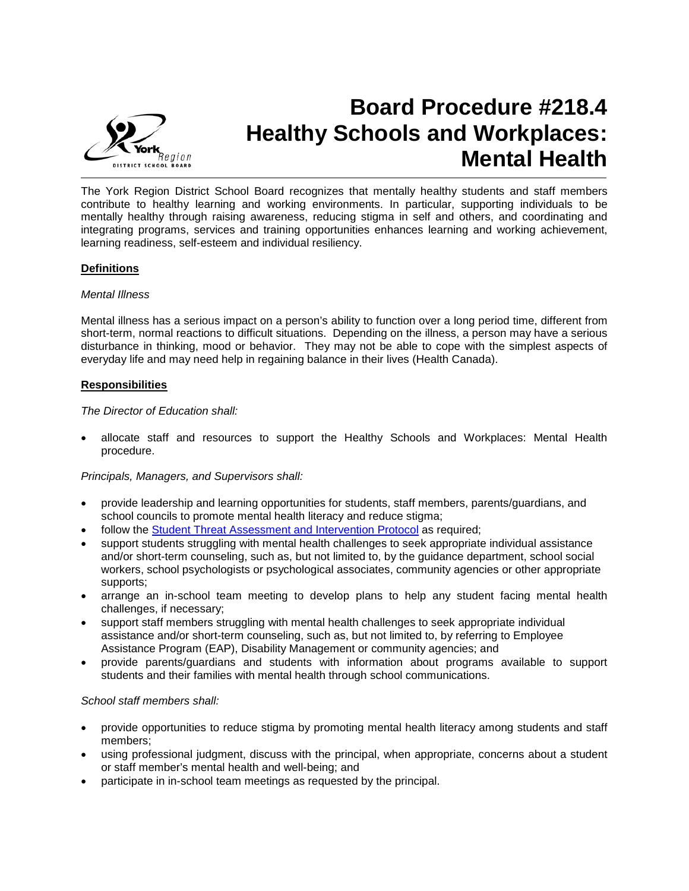# Board Procedure #218.4 Healthy Schools and Workplaces: Mental Health

The York Region District School Board recognizes that mentally healthy students and staff members contribute to healthy learning and working environments. In particular, supporting individuals to be mentally healthy through raising awareness, reducing stigma in self and others, and coordinating and integrating programs, services and training opportunities enhances learning and working achievement, learning readiness, self-esteem and individual resiliency.

**Definitions**

*Mental Illness*

Mental illness has a serious impact on a person's ability to function over a long period time, different from short-term, normal reactions to difficult situations. Depending on the illness, a person may have a serious disturbance in thinking, mood or behavior. They may not be able to cope with the simplest aspects of everyday life and may need help in regaining balance in their lives (Health Canada).

**Responsibilities**

*The Director of Education shall:*

- allocate staff and resources to support the Healthy Schools and Workplaces: Mental Health procedure.

*Principals, Managers, and Supervisors shall:*

- provide leadership and learning opportunities for students, staff members, parents/guardians, and school councils to promote mental health literacy and reduce stigma;
- follow the Student Threat Assessment and Intervention Protocol as required;
- support students struggling with mental health challenges to seek appropriate individual assistance and/or short-term counseling, such as, but not limited to, by the guidance department, school social workers, school psychologists or psychological associates, community agencies or other appropriate supports;
- arrange an in-school team meeting to develop plans to help any student facing mental health challenges, if necessary;
- support staff members struggling with mental health challenges to seek appropriate individual assistance and/or short-term counseling, such as, but not limited to, by referring to Employee Assistance Program (EAP), Disability Management or community agencies; and
- provide parents/guardians and students with information about programs available to support students and their families with mental health through school communications.

*School staff members shall:*

- provide opportunities to reduce stigma by promoting mental health literacy among students and staff members;
- using professional judgment, discuss with the principal, when appropriate, concerns about a student or staff member's mental health and well-being; and
- participate in in-school team meetings as requested by the principal.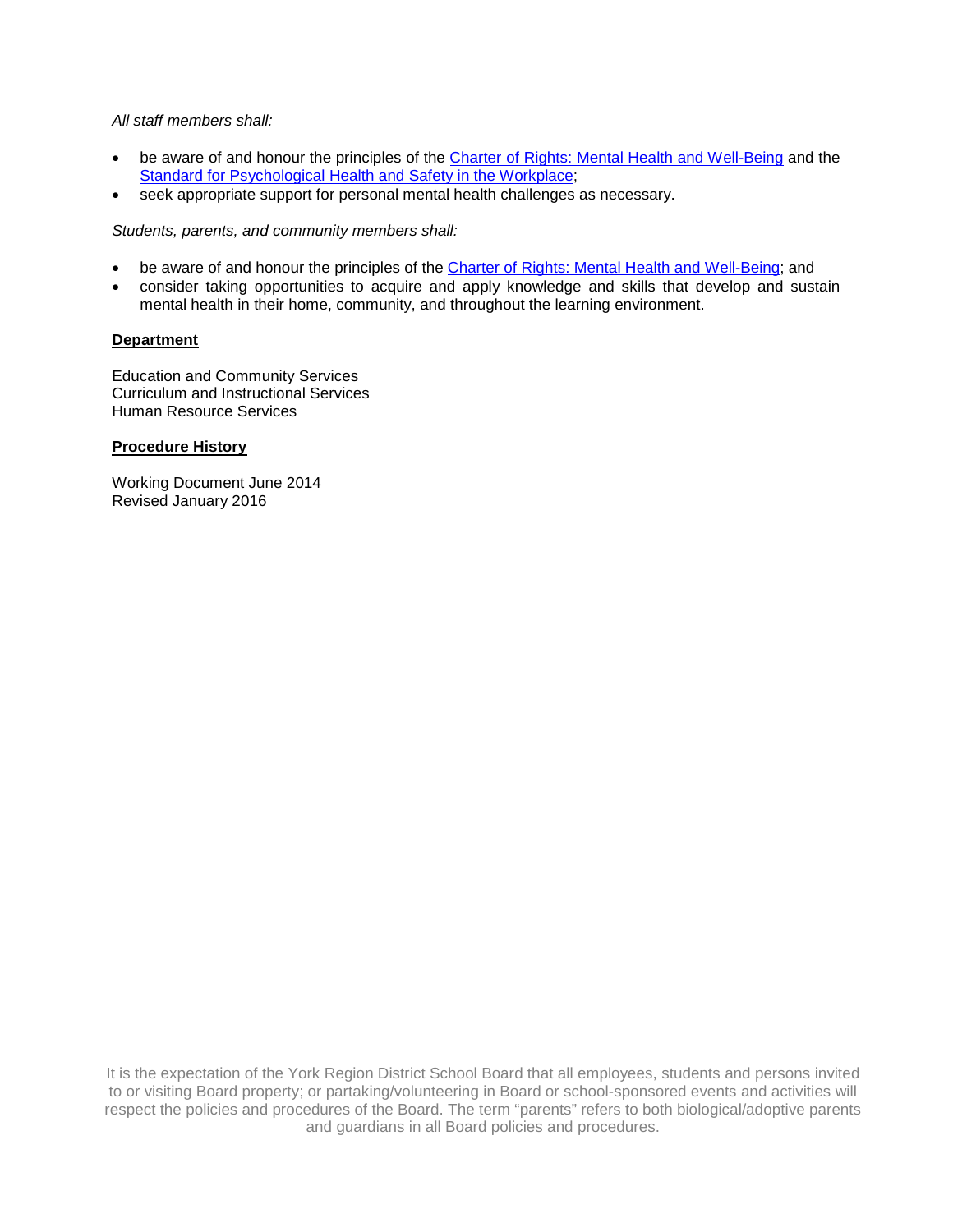*All staff members shall:*

- be aware of and honour the principles of the Charter of Rights: Mental Health and Well-Being and the Standard for Psychological Health and Safety in the Workplace;
- seek appropriate support for personal mental health challenges as necessary.

*Students, parents, and community members shall:*

- be aware of and honour the principles of the Charter of Rights: Mental Health and Well-Being; and
- consider taking opportunities to acquire and apply knowledge and skills that develop and sustain mental health in their home, community, and throughout the learning environment.

**Department**

Education and Community Services
Curriculum and Instructional Services
Human Resource Services

**Procedure History**

Working Document June 2014
Revised January 2016

It is the expectation of the York Region District School Board that all employees, students and persons invited to or visiting Board property; or partaking/volunteering in Board or school-sponsored events and activities will respect the policies and procedures of the Board. The term "parents" refers to both biological/adoptive parents and guardians in all Board policies and procedures.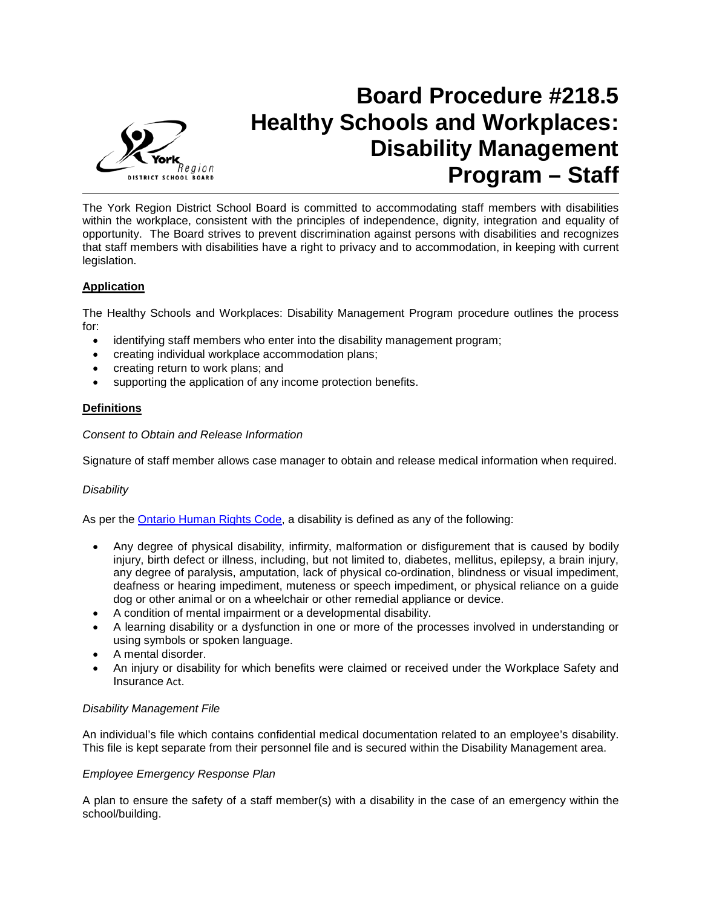# Board Procedure #218.5 Healthy Schools and Workplaces: Disability Management Program – Staff

The York Region District School Board is committed to accommodating staff members with disabilities within the workplace, consistent with the principles of independence, dignity, integration and equality of opportunity. The Board strives to prevent discrimination against persons with disabilities and recognizes that staff members with disabilities have a right to privacy and to accommodation, in keeping with current legislation.

## Application

The Healthy Schools and Workplaces: Disability Management Program procedure outlines the process for:

- identifying staff members who enter into the disability management program;
- creating individual workplace accommodation plans;
- creating return to work plans; and
- supporting the application of any income protection benefits.

## Definitions

*Consent to Obtain and Release Information*

Signature of staff member allows case manager to obtain and release medical information when required.

*Disability*

As per the Ontario Human Rights Code, a disability is defined as any of the following:

- Any degree of physical disability, infirmity, malformation or disfigurement that is caused by bodily injury, birth defect or illness, including, but not limited to, diabetes, mellitus, epilepsy, a brain injury, any degree of paralysis, amputation, lack of physical co-ordination, blindness or visual impediment, deafness or hearing impediment, muteness or speech impediment, or physical reliance on a guide dog or other animal or on a wheelchair or other remedial appliance or device.
- A condition of mental impairment or a developmental disability.
- A learning disability or a dysfunction in one or more of the processes involved in understanding or using symbols or spoken language.
- A mental disorder.
- An injury or disability for which benefits were claimed or received under the Workplace Safety and Insurance Act.

*Disability Management File*

An individual's file which contains confidential medical documentation related to an employee's disability. This file is kept separate from their personnel file and is secured within the Disability Management area.

*Employee Emergency Response Plan*

A plan to ensure the safety of a staff member(s) with a disability in the case of an emergency within the school/building.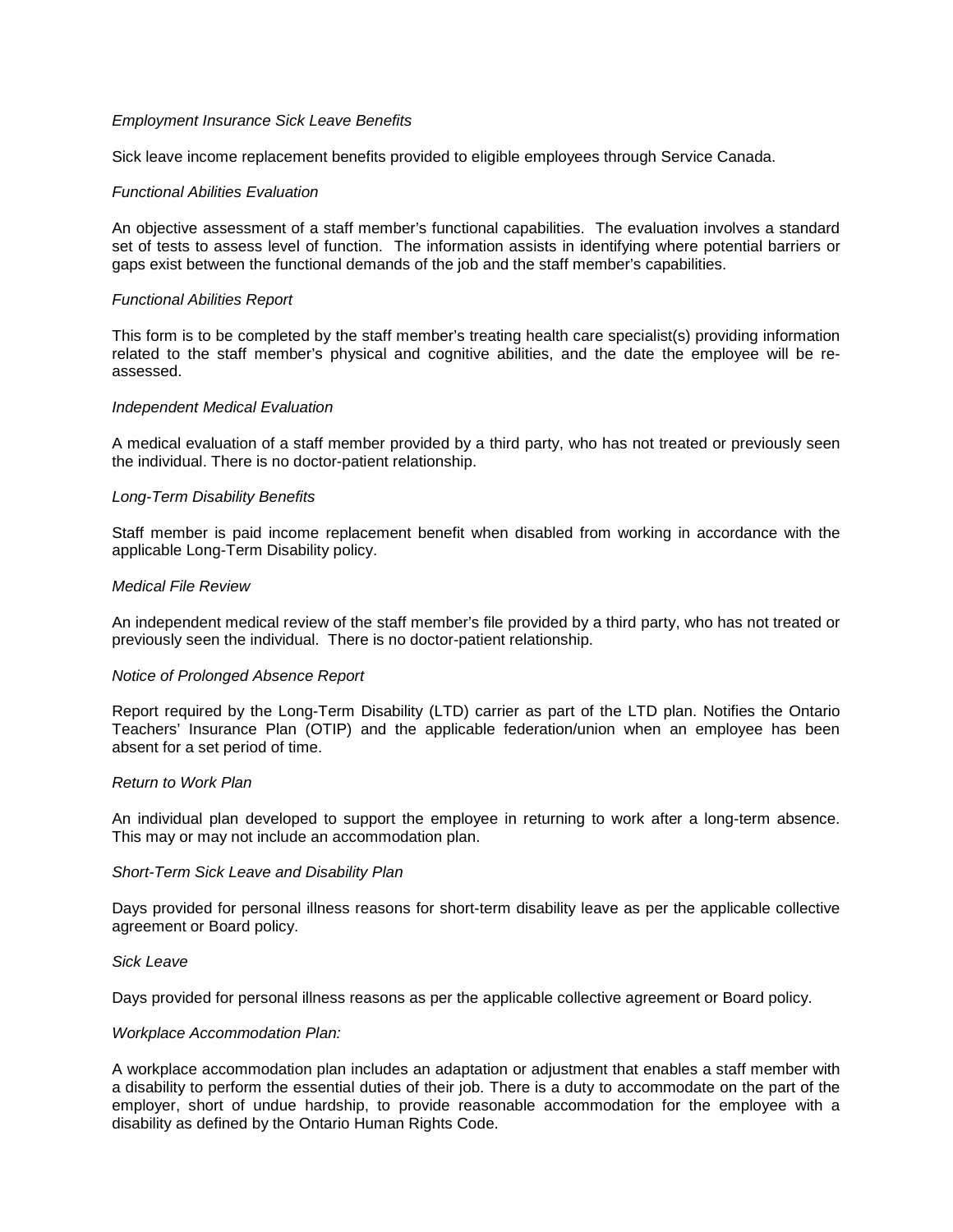*Employment Insurance Sick Leave Benefits*

Sick leave income replacement benefits provided to eligible employees through Service Canada.

*Functional Abilities Evaluation*

An objective assessment of a staff member's functional capabilities. The evaluation involves a standard set of tests to assess level of function. The information assists in identifying where potential barriers or gaps exist between the functional demands of the job and the staff member's capabilities.

*Functional Abilities Report*

This form is to be completed by the staff member's treating health care specialist(s) providing information related to the staff member's physical and cognitive abilities, and the date the employee will be re-assessed.

*Independent Medical Evaluation*

A medical evaluation of a staff member provided by a third party, who has not treated or previously seen the individual. There is no doctor-patient relationship.

*Long-Term Disability Benefits*

Staff member is paid income replacement benefit when disabled from working in accordance with the applicable Long-Term Disability policy.

*Medical File Review*

An independent medical review of the staff member's file provided by a third party, who has not treated or previously seen the individual. There is no doctor-patient relationship.

*Notice of Prolonged Absence Report*

Report required by the Long-Term Disability (LTD) carrier as part of the LTD plan. Notifies the Ontario Teachers' Insurance Plan (OTIP) and the applicable federation/union when an employee has been absent for a set period of time.

*Return to Work Plan*

An individual plan developed to support the employee in returning to work after a long-term absence. This may or may not include an accommodation plan.

*Short-Term Sick Leave and Disability Plan*

Days provided for personal illness reasons for short-term disability leave as per the applicable collective agreement or Board policy.

*Sick Leave*

Days provided for personal illness reasons as per the applicable collective agreement or Board policy.

*Workplace Accommodation Plan:*

A workplace accommodation plan includes an adaptation or adjustment that enables a staff member with a disability to perform the essential duties of their job. There is a duty to accommodate on the part of the employer, short of undue hardship, to provide reasonable accommodation for the employee with a disability as defined by the Ontario Human Rights Code.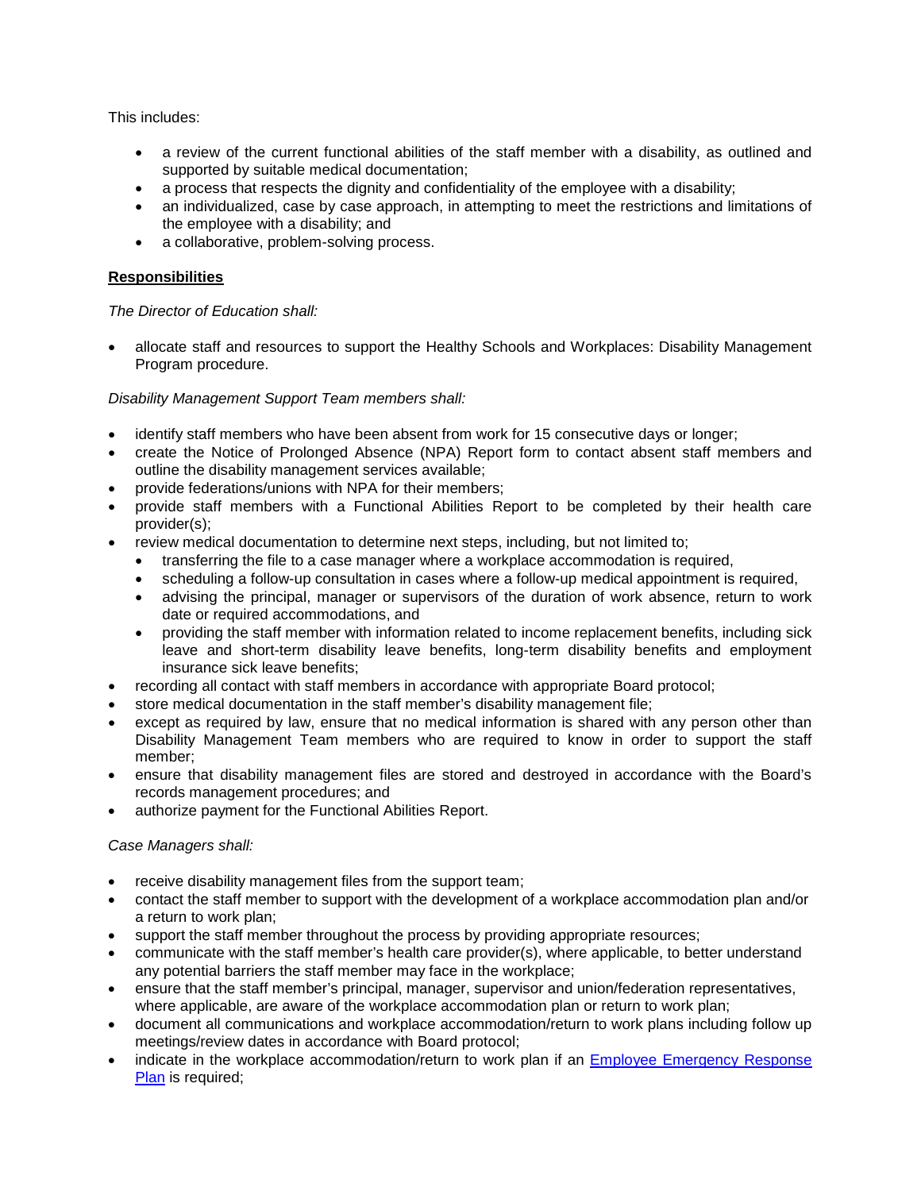This includes:

- a review of the current functional abilities of the staff member with a disability, as outlined and supported by suitable medical documentation;
- a process that respects the dignity and confidentiality of the employee with a disability;
- an individualized, case by case approach, in attempting to meet the restrictions and limitations of the employee with a disability; and
- a collaborative, problem-solving process.

**Responsibilities**

*The Director of Education shall:*

- allocate staff and resources to support the Healthy Schools and Workplaces: Disability Management Program procedure.

*Disability Management Support Team members shall:*

- identify staff members who have been absent from work for 15 consecutive days or longer;
- create the Notice of Prolonged Absence (NPA) Report form to contact absent staff members and outline the disability management services available;
- provide federations/unions with NPA for their members;
- provide staff members with a Functional Abilities Report to be completed by their health care provider(s);
- review medical documentation to determine next steps, including, but not limited to;
  - transferring the file to a case manager where a workplace accommodation is required,
  - scheduling a follow-up consultation in cases where a follow-up medical appointment is required,
  - advising the principal, manager or supervisors of the duration of work absence, return to work date or required accommodations, and
  - providing the staff member with information related to income replacement benefits, including sick leave and short-term disability leave benefits, long-term disability benefits and employment insurance sick leave benefits;
- recording all contact with staff members in accordance with appropriate Board protocol;
- store medical documentation in the staff member's disability management file;
- except as required by law, ensure that no medical information is shared with any person other than Disability Management Team members who are required to know in order to support the staff member;
- ensure that disability management files are stored and destroyed in accordance with the Board's records management procedures; and
- authorize payment for the Functional Abilities Report.

*Case Managers shall:*

- receive disability management files from the support team;
- contact the staff member to support with the development of a workplace accommodation plan and/or a return to work plan;
- support the staff member throughout the process by providing appropriate resources;
- communicate with the staff member's health care provider(s), where applicable, to better understand any potential barriers the staff member may face in the workplace;
- ensure that the staff member's principal, manager, supervisor and union/federation representatives, where applicable, are aware of the workplace accommodation plan or return to work plan;
- document all communications and workplace accommodation/return to work plans including follow up meetings/review dates in accordance with Board protocol;
- indicate in the workplace accommodation/return to work plan if an Employee Emergency Response Plan is required;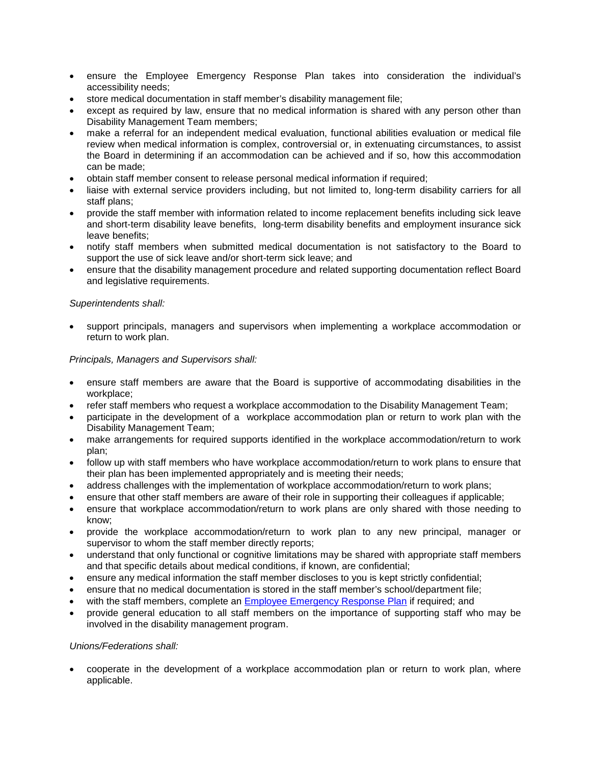- ensure the Employee Emergency Response Plan takes into consideration the individual's accessibility needs;
- store medical documentation in staff member's disability management file;
- except as required by law, ensure that no medical information is shared with any person other than Disability Management Team members;
- make a referral for an independent medical evaluation, functional abilities evaluation or medical file review when medical information is complex, controversial or, in extenuating circumstances, to assist the Board in determining if an accommodation can be achieved and if so, how this accommodation can be made;
- obtain staff member consent to release personal medical information if required;
- liaise with external service providers including, but not limited to, long-term disability carriers for all staff plans;
- provide the staff member with information related to income replacement benefits including sick leave and short-term disability leave benefits, long-term disability benefits and employment insurance sick leave benefits;
- notify staff members when submitted medical documentation is not satisfactory to the Board to support the use of sick leave and/or short-term sick leave; and
- ensure that the disability management procedure and related supporting documentation reflect Board and legislative requirements.

*Superintendents shall:*

- support principals, managers and supervisors when implementing a workplace accommodation or return to work plan.

*Principals, Managers and Supervisors shall:*

- ensure staff members are aware that the Board is supportive of accommodating disabilities in the workplace;
- refer staff members who request a workplace accommodation to the Disability Management Team;
- participate in the development of a workplace accommodation plan or return to work plan with the Disability Management Team;
- make arrangements for required supports identified in the workplace accommodation/return to work plan;
- follow up with staff members who have workplace accommodation/return to work plans to ensure that their plan has been implemented appropriately and is meeting their needs;
- address challenges with the implementation of workplace accommodation/return to work plans;
- ensure that other staff members are aware of their role in supporting their colleagues if applicable;
- ensure that workplace accommodation/return to work plans are only shared with those needing to know;
- provide the workplace accommodation/return to work plan to any new principal, manager or supervisor to whom the staff member directly reports;
- understand that only functional or cognitive limitations may be shared with appropriate staff members and that specific details about medical conditions, if known, are confidential;
- ensure any medical information the staff member discloses to you is kept strictly confidential;
- ensure that no medical documentation is stored in the staff member's school/department file;
- with the staff members, complete an Employee Emergency Response Plan if required; and
- provide general education to all staff members on the importance of supporting staff who may be involved in the disability management program.

*Unions/Federations shall:*

- cooperate in the development of a workplace accommodation plan or return to work plan, where applicable.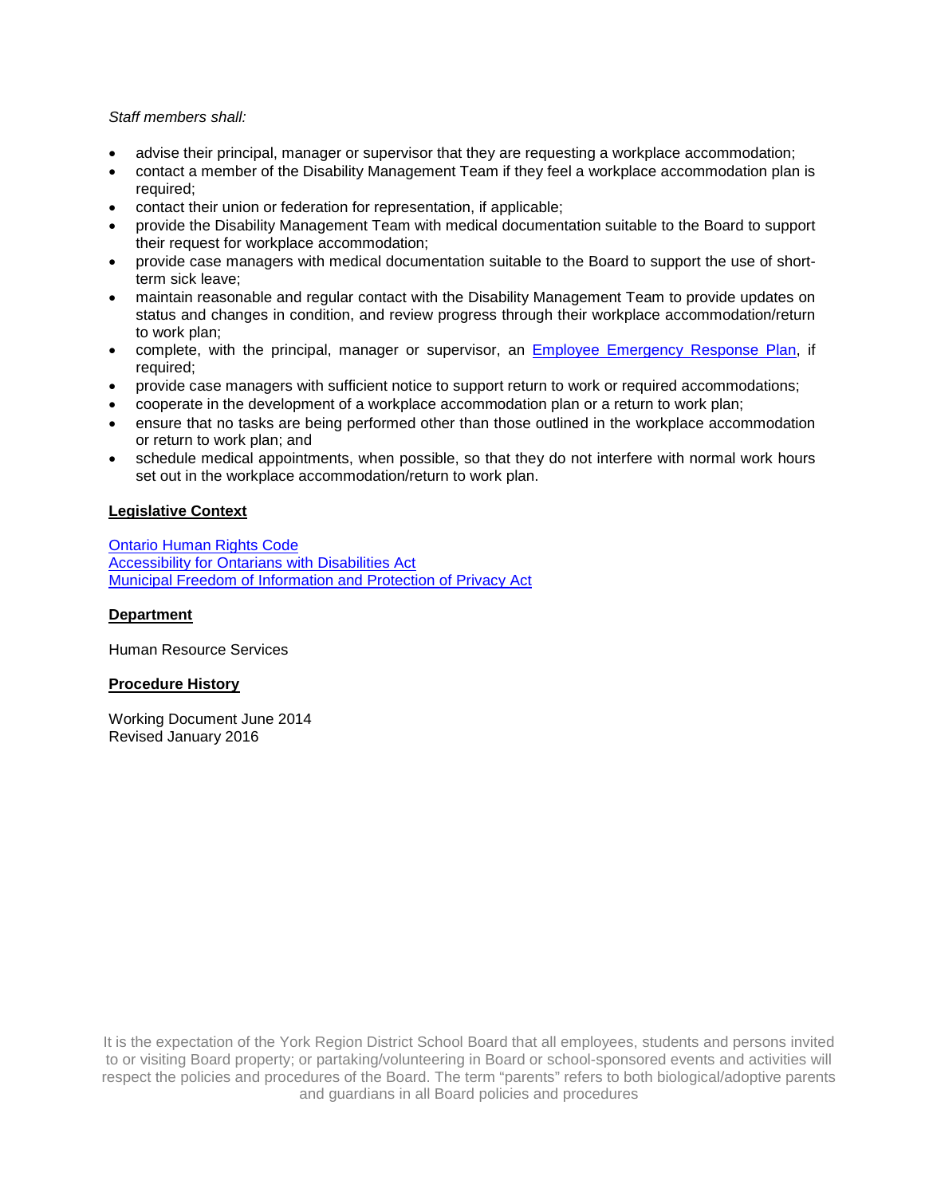*Staff members shall:*

- advise their principal, manager or supervisor that they are requesting a workplace accommodation;
- contact a member of the Disability Management Team if they feel a workplace accommodation plan is required;
- contact their union or federation for representation, if applicable;
- provide the Disability Management Team with medical documentation suitable to the Board to support their request for workplace accommodation;
- provide case managers with medical documentation suitable to the Board to support the use of short-term sick leave;
- maintain reasonable and regular contact with the Disability Management Team to provide updates on status and changes in condition, and review progress through their workplace accommodation/return to work plan;
- complete, with the principal, manager or supervisor, an Employee Emergency Response Plan, if required;
- provide case managers with sufficient notice to support return to work or required accommodations;
- cooperate in the development of a workplace accommodation plan or a return to work plan;
- ensure that no tasks are being performed other than those outlined in the workplace accommodation or return to work plan; and
- schedule medical appointments, when possible, so that they do not interfere with normal work hours set out in the workplace accommodation/return to work plan.

**Legislative Context**

Ontario Human Rights Code
Accessibility for Ontarians with Disabilities Act
Municipal Freedom of Information and Protection of Privacy Act

**Department**

Human Resource Services

**Procedure History**

Working Document June 2014
Revised January 2016

It is the expectation of the York Region District School Board that all employees, students and persons invited to or visiting Board property; or partaking/volunteering in Board or school-sponsored events and activities will respect the policies and procedures of the Board. The term "parents" refers to both biological/adoptive parents and guardians in all Board policies and procedures